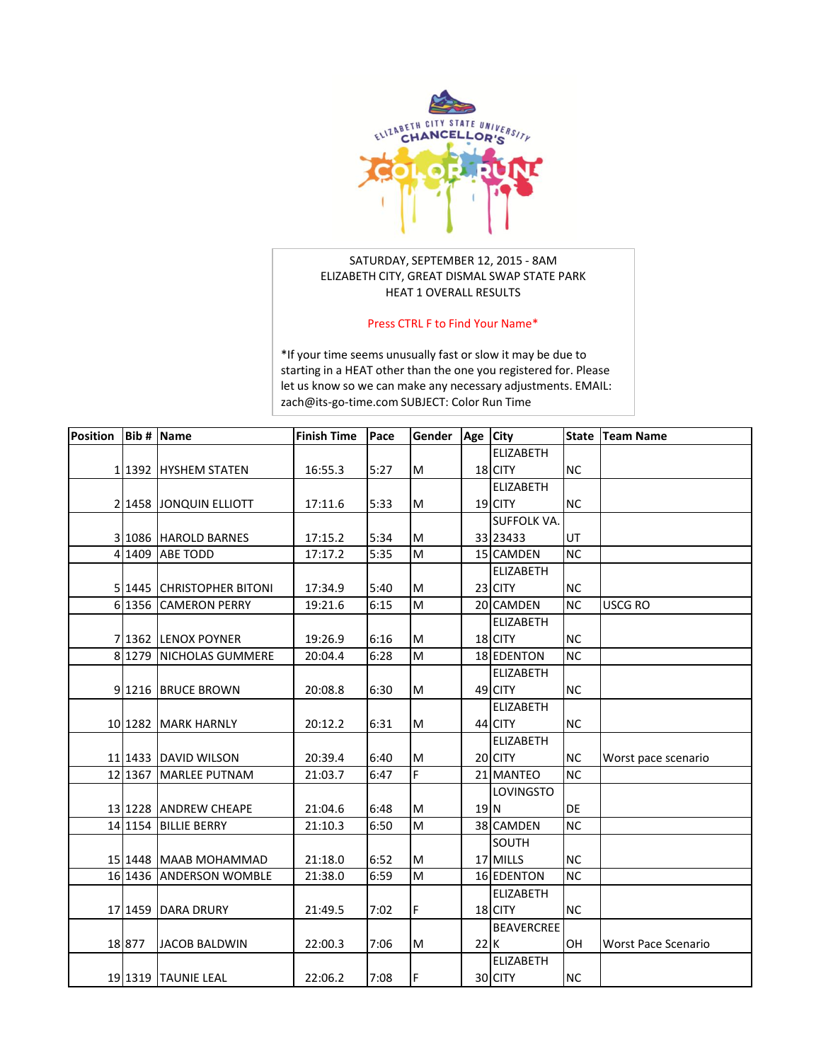ELIZABETH CITY STATE UNIVERSITY CHANCELLOR'S COLOR RUN

SATURDAY, SEPTEMBER 12, 2015 - 8AM
ELIZABETH CITY, GREAT DISMAL SWAP STATE PARK
HEAT 1 OVERALL RESULTS

Press CTRL F to Find Your Name*

*If your time seems unusually fast or slow it may be due to starting in a HEAT other than the one you registered for. Please let us know so we can make any necessary adjustments. EMAIL: zach@its-go-time.com SUBJECT: Color Run Time

| Position | Bib # | Name | Finish Time | Pace | Gender | Age | City | State | Team Name |
|---|---|---|---|---|---|---|---|---|---|
| 1 | 1392 | HYSHEM STATEN | 16:55.3 | 5:27 | M | 18 | ELIZABETH CITY | NC | |
| 2 | 1458 | JONQUIN ELLIOTT | 17:11.6 | 5:33 | M | 19 | ELIZABETH CITY | NC | |
| 3 | 1086 | HAROLD BARNES | 17:15.2 | 5:34 | M | 33 | SUFFOLK VA. 23433 | UT | |
| 4 | 1409 | ABE TODD | 17:17.2 | 5:35 | M | 15 | CAMDEN | NC | |
| 5 | 1445 | CHRISTOPHER BITONI | 17:34.9 | 5:40 | M | 23 | ELIZABETH CITY | NC | |
| 6 | 1356 | CAMERON PERRY | 19:21.6 | 6:15 | M | 20 | CAMDEN | NC | USCG RO |
| 7 | 1362 | LENOX POYNER | 19:26.9 | 6:16 | M | 18 | ELIZABETH CITY | NC | |
| 8 | 1279 | NICHOLAS GUMMERE | 20:04.4 | 6:28 | M | 18 | EDENTON | NC | |
| 9 | 1216 | BRUCE BROWN | 20:08.8 | 6:30 | M | 49 | ELIZABETH CITY | NC | |
| 10 | 1282 | MARK HARNLY | 20:12.2 | 6:31 | M | 44 | ELIZABETH CITY | NC | |
| 11 | 1433 | DAVID WILSON | 20:39.4 | 6:40 | M | 20 | ELIZABETH CITY | NC | Worst pace scenario |
| 12 | 1367 | MARLEE PUTNAM | 21:03.7 | 6:47 | F | 21 | MANTEO | NC | |
| 13 | 1228 | ANDREW CHEAPE | 21:04.6 | 6:48 | M | 19 | LOVINGSTON | DE | |
| 14 | 1154 | BILLIE BERRY | 21:10.3 | 6:50 | M | 38 | CAMDEN | NC | |
| 15 | 1448 | MAAB MOHAMMAD | 21:18.0 | 6:52 | M | 17 | SOUTH MILLS | NC | |
| 16 | 1436 | ANDERSON WOMBLE | 21:38.0 | 6:59 | M | 16 | EDENTON | NC | |
| 17 | 1459 | DARA DRURY | 21:49.5 | 7:02 | F | 18 | ELIZABETH CITY | NC | |
| 18 | 877 | JACOB BALDWIN | 22:00.3 | 7:06 | M | 22 | BEAVERCREEK | OH | Worst Pace Scenario |
| 19 | 1319 | TAUNIE LEAL | 22:06.2 | 7:08 | F | 30 | ELIZABETH CITY | NC | |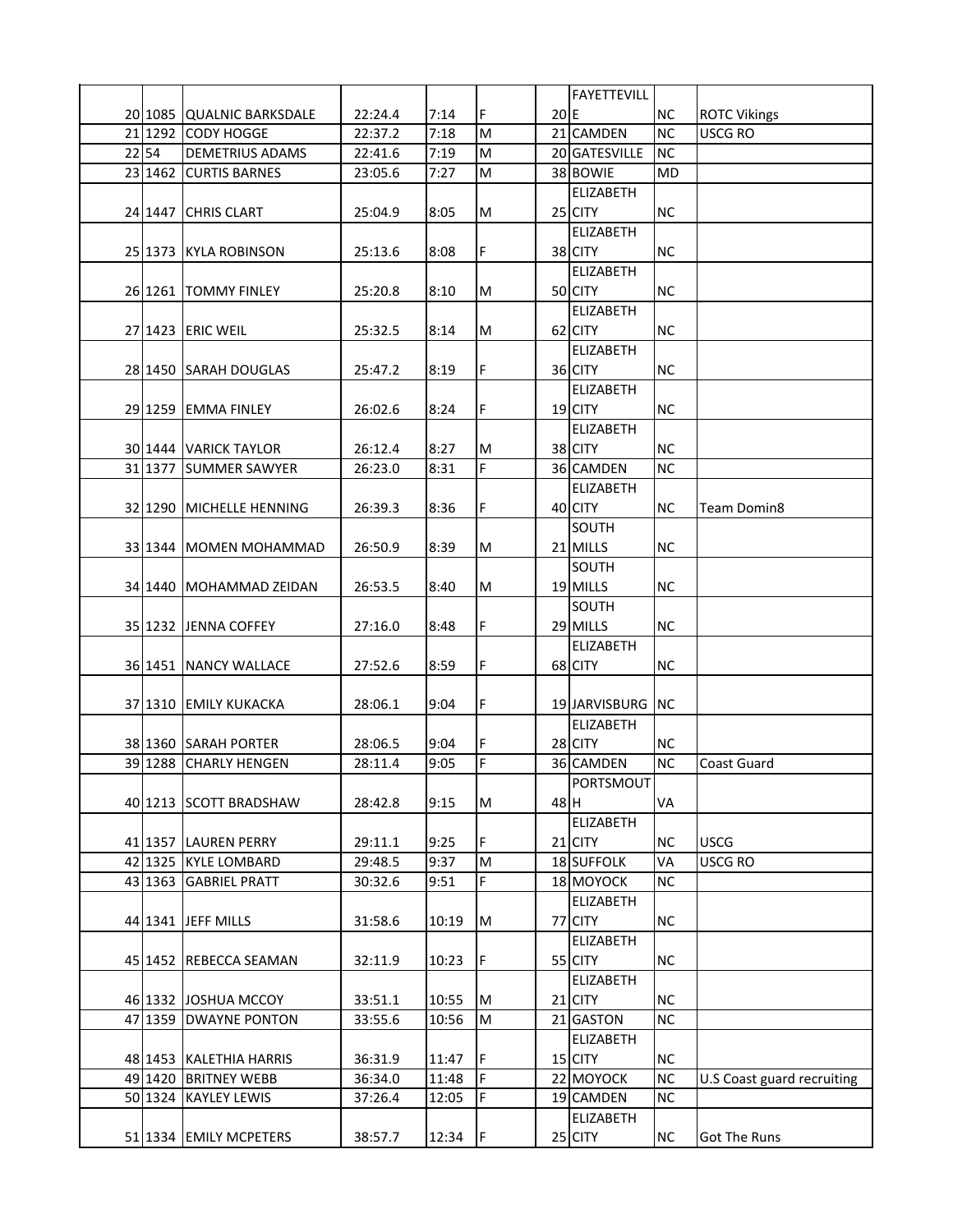| | | | | | | | | | |
|---|---|---|---|---|---|---|---|---|---|
| 20 | 1085 | QUALNIC BARKSDALE | 22:24.4 | 7:14 | F | 20 | FAYETTEVILLE | NC | ROTC Vikings |
| 21 | 1292 | CODY HOGGE | 22:37.2 | 7:18 | M | 21 | CAMDEN | NC | USCG RO |
| 22 | 54 | DEMETRIUS ADAMS | 22:41.6 | 7:19 | M | 20 | GATESVILLE | NC | |
| 23 | 1462 | CURTIS BARNES | 23:05.6 | 7:27 | M | 38 | BOWIE | MD | |
| 24 | 1447 | CHRIS CLART | 25:04.9 | 8:05 | M | 25 | ELIZABETH CITY | NC | |
| 25 | 1373 | KYLA ROBINSON | 25:13.6 | 8:08 | F | 38 | ELIZABETH CITY | NC | |
| 26 | 1261 | TOMMY FINLEY | 25:20.8 | 8:10 | M | 50 | ELIZABETH CITY | NC | |
| 27 | 1423 | ERIC WEIL | 25:32.5 | 8:14 | M | 62 | ELIZABETH CITY | NC | |
| 28 | 1450 | SARAH DOUGLAS | 25:47.2 | 8:19 | F | 36 | ELIZABETH CITY | NC | |
| 29 | 1259 | EMMA FINLEY | 26:02.6 | 8:24 | F | 19 | ELIZABETH CITY | NC | |
| 30 | 1444 | VARICK TAYLOR | 26:12.4 | 8:27 | M | 38 | ELIZABETH CITY | NC | |
| 31 | 1377 | SUMMER SAWYER | 26:23.0 | 8:31 | F | 36 | CAMDEN | NC | |
| 32 | 1290 | MICHELLE HENNING | 26:39.3 | 8:36 | F | 40 | ELIZABETH CITY | NC | Team Domin8 |
| 33 | 1344 | MOMEN MOHAMMAD | 26:50.9 | 8:39 | M | 21 | SOUTH MILLS | NC | |
| 34 | 1440 | MOHAMMAD ZEIDAN | 26:53.5 | 8:40 | M | 19 | SOUTH MILLS | NC | |
| 35 | 1232 | JENNA COFFEY | 27:16.0 | 8:48 | F | 29 | SOUTH MILLS | NC | |
| 36 | 1451 | NANCY WALLACE | 27:52.6 | 8:59 | F | 68 | ELIZABETH CITY | NC | |
| 37 | 1310 | EMILY KUKACKA | 28:06.1 | 9:04 | F | 19 | JARVISBURG | NC | |
| 38 | 1360 | SARAH PORTER | 28:06.5 | 9:04 | F | 28 | ELIZABETH CITY | NC | |
| 39 | 1288 | CHARLY HENGEN | 28:11.4 | 9:05 | F | 36 | CAMDEN | NC | Coast Guard |
| 40 | 1213 | SCOTT BRADSHAW | 28:42.8 | 9:15 | M | 48 | PORTSMOUTH | VA | |
| 41 | 1357 | LAUREN PERRY | 29:11.1 | 9:25 | F | 21 | ELIZABETH CITY | NC | USCG |
| 42 | 1325 | KYLE LOMBARD | 29:48.5 | 9:37 | M | 18 | SUFFOLK | VA | USCG RO |
| 43 | 1363 | GABRIEL PRATT | 30:32.6 | 9:51 | F | 18 | MOYOCK | NC | |
| 44 | 1341 | JEFF MILLS | 31:58.6 | 10:19 | M | 77 | ELIZABETH CITY | NC | |
| 45 | 1452 | REBECCA SEAMAN | 32:11.9 | 10:23 | F | 55 | ELIZABETH CITY | NC | |
| 46 | 1332 | JOSHUA MCCOY | 33:51.1 | 10:55 | M | 21 | ELIZABETH CITY | NC | |
| 47 | 1359 | DWAYNE PONTON | 33:55.6 | 10:56 | M | 21 | GASTON | NC | |
| 48 | 1453 | KALETHIA HARRIS | 36:31.9 | 11:47 | F | 15 | ELIZABETH CITY | NC | |
| 49 | 1420 | BRITNEY WEBB | 36:34.0 | 11:48 | F | 22 | MOYOCK | NC | U.S Coast guard recruiting |
| 50 | 1324 | KAYLEY LEWIS | 37:26.4 | 12:05 | F | 19 | CAMDEN | NC | |
| 51 | 1334 | EMILY MCPETERS | 38:57.7 | 12:34 | F | 25 | ELIZABETH CITY | NC | Got The Runs |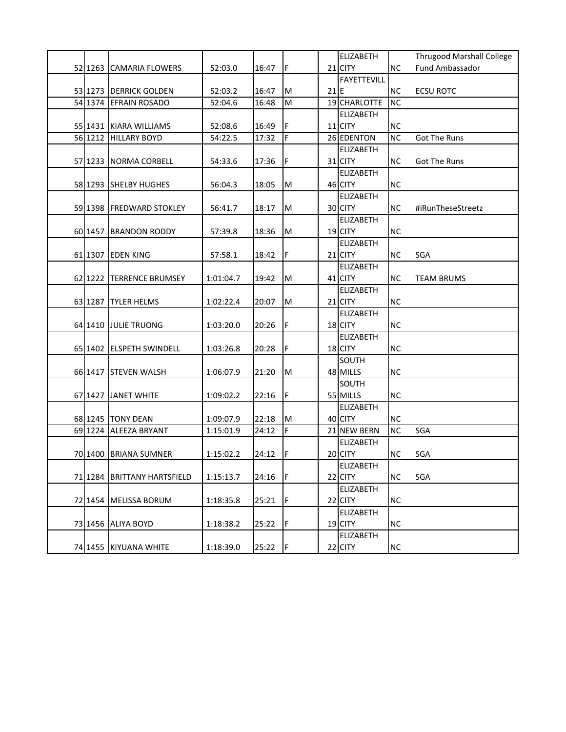| | | | | | | | | | |
|---|---|---|---|---|---|---|---|---|---|
| 52 | 1263 | CAMARIA FLOWERS | 52:03.0 | 16:47 | F | 21 | ELIZABETH CITY | NC | Thrugood Marshall College Fund Ambassador |
| 53 | 1273 | DERRICK GOLDEN | 52:03.2 | 16:47 | M | 21 | FAYETTEVILLE | NC | ECSU ROTC |
| 54 | 1374 | EFRAIN ROSADO | 52:04.6 | 16:48 | M | 19 | CHARLOTTE | NC | |
| 55 | 1431 | KIARA WILLIAMS | 52:08.6 | 16:49 | F | 11 | ELIZABETH CITY | NC | |
| 56 | 1212 | HILLARY BOYD | 54:22.5 | 17:32 | F | 26 | EDENTON | NC | Got The Runs |
| 57 | 1233 | NORMA CORBELL | 54:33.6 | 17:36 | F | 31 | ELIZABETH CITY | NC | Got The Runs |
| 58 | 1293 | SHELBY HUGHES | 56:04.3 | 18:05 | M | 46 | ELIZABETH CITY | NC | |
| 59 | 1398 | FREDWARD STOKLEY | 56:41.7 | 18:17 | M | 30 | ELIZABETH CITY | NC | #iRunTheseStreetz |
| 60 | 1457 | BRANDON RODDY | 57:39.8 | 18:36 | M | 19 | ELIZABETH CITY | NC | |
| 61 | 1307 | EDEN KING | 57:58.1 | 18:42 | F | 21 | ELIZABETH CITY | NC | SGA |
| 62 | 1222 | TERRENCE BRUMSEY | 1:01:04.7 | 19:42 | M | 41 | ELIZABETH CITY | NC | TEAM BRUMS |
| 63 | 1287 | TYLER HELMS | 1:02:22.4 | 20:07 | M | 21 | ELIZABETH CITY | NC | |
| 64 | 1410 | JULIE TRUONG | 1:03:20.0 | 20:26 | F | 18 | ELIZABETH CITY | NC | |
| 65 | 1402 | ELSPETH SWINDELL | 1:03:26.8 | 20:28 | F | 18 | ELIZABETH CITY | NC | |
| 66 | 1417 | STEVEN WALSH | 1:06:07.9 | 21:20 | M | 48 | SOUTH MILLS | NC | |
| 67 | 1427 | JANET WHITE | 1:09:02.2 | 22:16 | F | 55 | SOUTH MILLS | NC | |
| 68 | 1245 | TONY DEAN | 1:09:07.9 | 22:18 | M | 40 | ELIZABETH CITY | NC | |
| 69 | 1224 | ALEEZA BRYANT | 1:15:01.9 | 24:12 | F | 21 | NEW BERN | NC | SGA |
| 70 | 1400 | BRIANA SUMNER | 1:15:02.2 | 24:12 | F | 20 | ELIZABETH CITY | NC | SGA |
| 71 | 1284 | BRITTANY HARTSFIELD | 1:15:13.7 | 24:16 | F | 22 | ELIZABETH CITY | NC | SGA |
| 72 | 1454 | MELISSA BORUM | 1:18:35.8 | 25:21 | F | 22 | ELIZABETH CITY | NC | |
| 73 | 1456 | ALIYA BOYD | 1:18:38.2 | 25:22 | F | 19 | ELIZABETH CITY | NC | |
| 74 | 1455 | KIYUANA WHITE | 1:18:39.0 | 25:22 | F | 22 | ELIZABETH CITY | NC | |